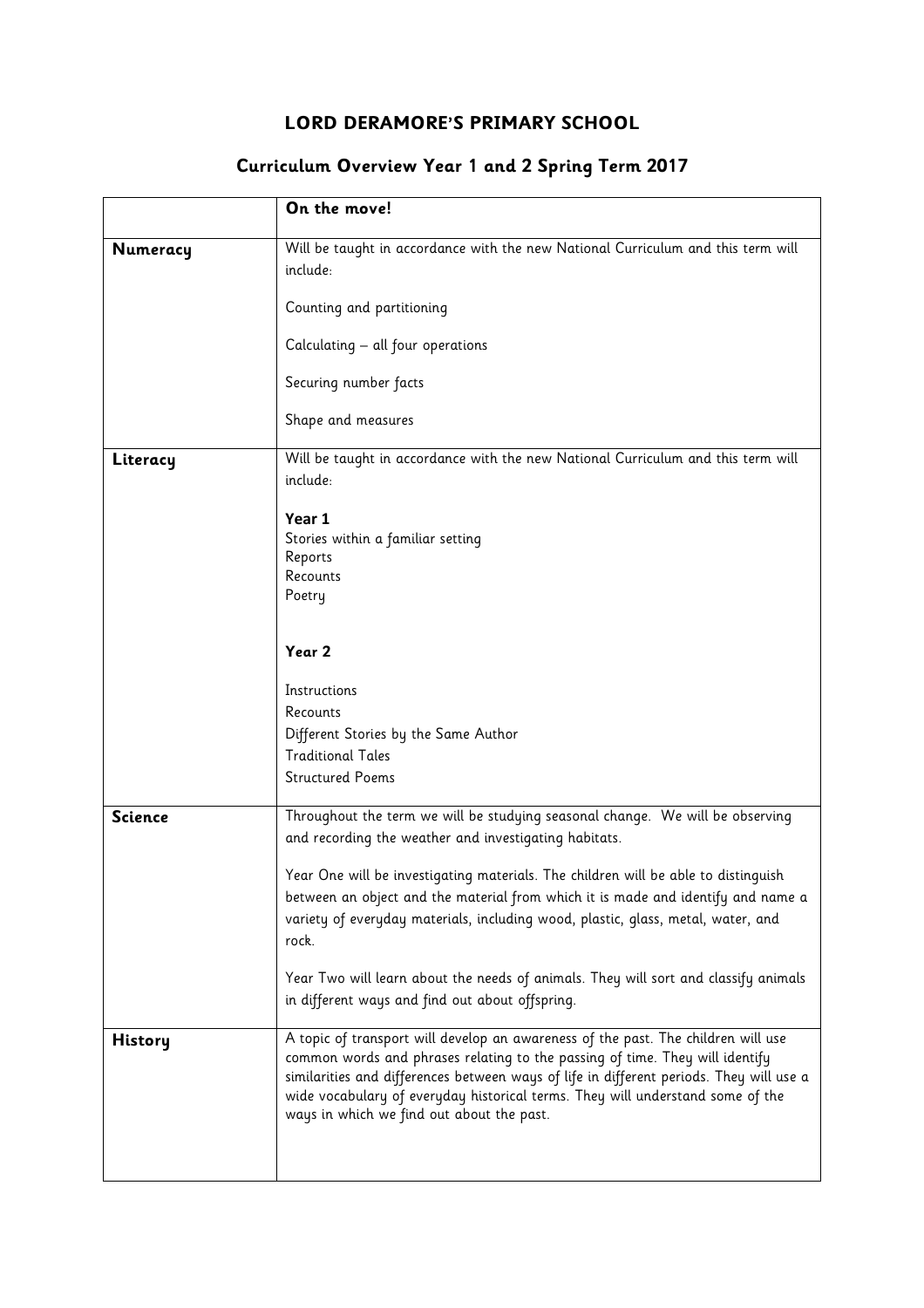# LORD DERAMORE'S PRIMARY SCHOOL

## Curriculum Overview Year 1 and 2 Spring Term 2017

| | **On the move!** |
|---|---|
| **Numeracy** | Will be taught in accordance with the new National Curriculum and this term will include:<br><br>Counting and partitioning<br><br>Calculating – all four operations<br><br>Securing number facts<br><br>Shape and measures |
| **Literacy** | Will be taught in accordance with the new National Curriculum and this term will include:<br><br>**Year 1**<br>Stories within a familiar setting<br>Reports<br>Recounts<br>Poetry<br><br>**Year 2**<br><br>Instructions<br>Recounts<br>Different Stories by the Same Author<br>Traditional Tales<br>Structured Poems |
| **Science** | Throughout the term we will be studying seasonal change. We will be observing and recording the weather and investigating habitats.<br><br>Year One will be investigating materials. The children will be able to distinguish between an object and the material from which it is made and identify and name a variety of everyday materials, including wood, plastic, glass, metal, water, and rock.<br><br>Year Two will learn about the needs of animals. They will sort and classify animals in different ways and find out about offspring. |
| **History** | A topic of transport will develop an awareness of the past. The children will use common words and phrases relating to the passing of time. They will identify similarities and differences between ways of life in different periods. They will use a wide vocabulary of everyday historical terms. They will understand some of the ways in which we find out about the past. |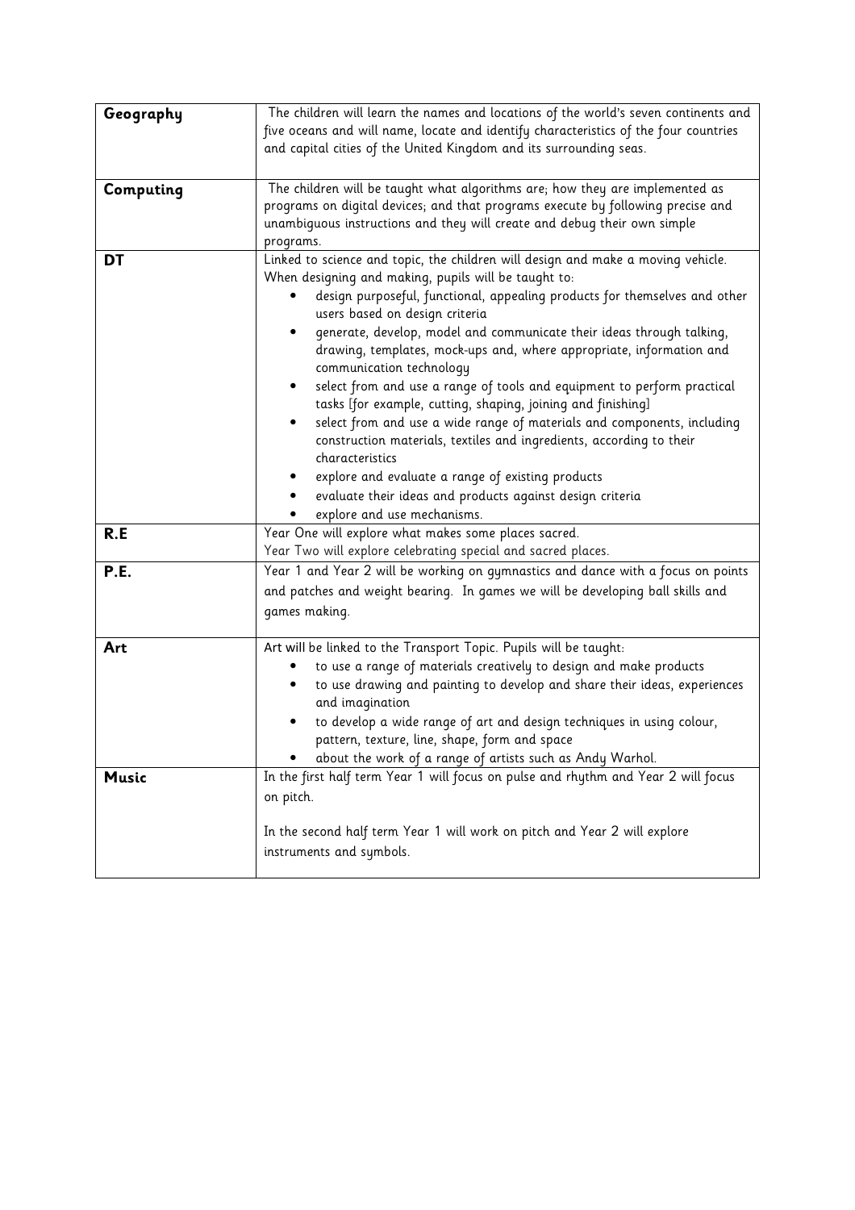| | |
|---|---|
| **Geography** | The children will learn the names and locations of the world's seven continents and five oceans and will name, locate and identify characteristics of the four countries and capital cities of the United Kingdom and its surrounding seas. |
| **Computing** | The children will be taught what algorithms are; how they are implemented as programs on digital devices; and that programs execute by following precise and unambiguous instructions and they will create and debug their own simple programs. |
| **DT** | Linked to science and topic, the children will design and make a moving vehicle. When designing and making, pupils will be taught to: <br>• design purposeful, functional, appealing products for themselves and other users based on design criteria <br>• generate, develop, model and communicate their ideas through talking, drawing, templates, mock-ups and, where appropriate, information and communication technology <br>• select from and use a range of tools and equipment to perform practical tasks [for example, cutting, shaping, joining and finishing] <br>• select from and use a wide range of materials and components, including construction materials, textiles and ingredients, according to their characteristics <br>• explore and evaluate a range of existing products <br>• evaluate their ideas and products against design criteria <br>• explore and use mechanisms. |
| **R.E** | Year One will explore what makes some places sacred. <br>Year Two will explore celebrating special and sacred places. |
| **P.E.** | Year 1 and Year 2 will be working on gymnastics and dance with a focus on points and patches and weight bearing. In games we will be developing ball skills and games making. |
| **Art** | Art will be linked to the Transport Topic. Pupils will be taught: <br>• to use a range of materials creatively to design and make products <br>• to use drawing and painting to develop and share their ideas, experiences and imagination <br>• to develop a wide range of art and design techniques in using colour, pattern, texture, line, shape, form and space <br>• about the work of a range of artists such as Andy Warhol. |
| **Music** | In the first half term Year 1 will focus on pulse and rhythm and Year 2 will focus on pitch. <br><br>In the second half term Year 1 will work on pitch and Year 2 will explore instruments and symbols. |